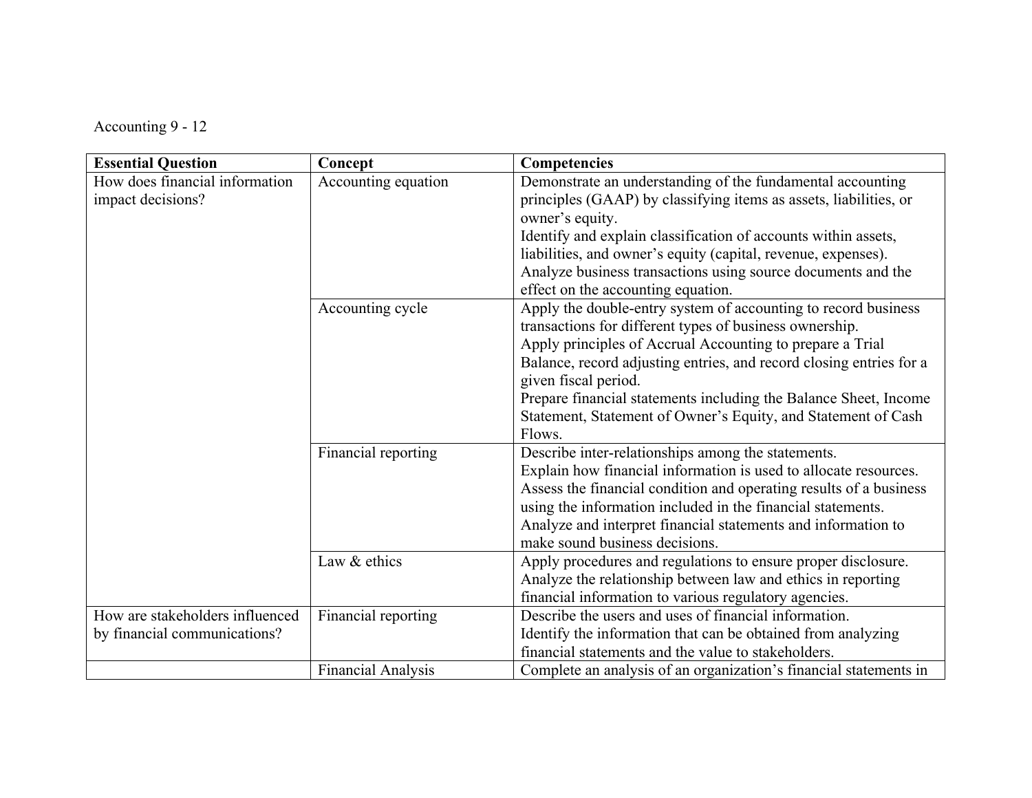Accounting 9 - 12

| **Essential Question** | **Concept** | **Competencies** |
|---|---|---|
| How does financial information impact decisions? | Accounting equation | Demonstrate an understanding of the fundamental accounting principles (GAAP) by classifying items as assets, liabilities, or owner's equity. Identify and explain classification of accounts within assets, liabilities, and owner's equity (capital, revenue, expenses). Analyze business transactions using source documents and the effect on the accounting equation. |
| | Accounting cycle | Apply the double-entry system of accounting to record business transactions for different types of business ownership. Apply principles of Accrual Accounting to prepare a Trial Balance, record adjusting entries, and record closing entries for a given fiscal period. Prepare financial statements including the Balance Sheet, Income Statement, Statement of Owner's Equity, and Statement of Cash Flows. |
| | Financial reporting | Describe inter-relationships among the statements. Explain how financial information is used to allocate resources. Assess the financial condition and operating results of a business using the information included in the financial statements. Analyze and interpret financial statements and information to make sound business decisions. |
| | Law & ethics | Apply procedures and regulations to ensure proper disclosure. Analyze the relationship between law and ethics in reporting financial information to various regulatory agencies. |
| How are stakeholders influenced by financial communications? | Financial reporting | Describe the users and uses of financial information. Identify the information that can be obtained from analyzing financial statements and the value to stakeholders. |
| | Financial Analysis | Complete an analysis of an organization's financial statements in |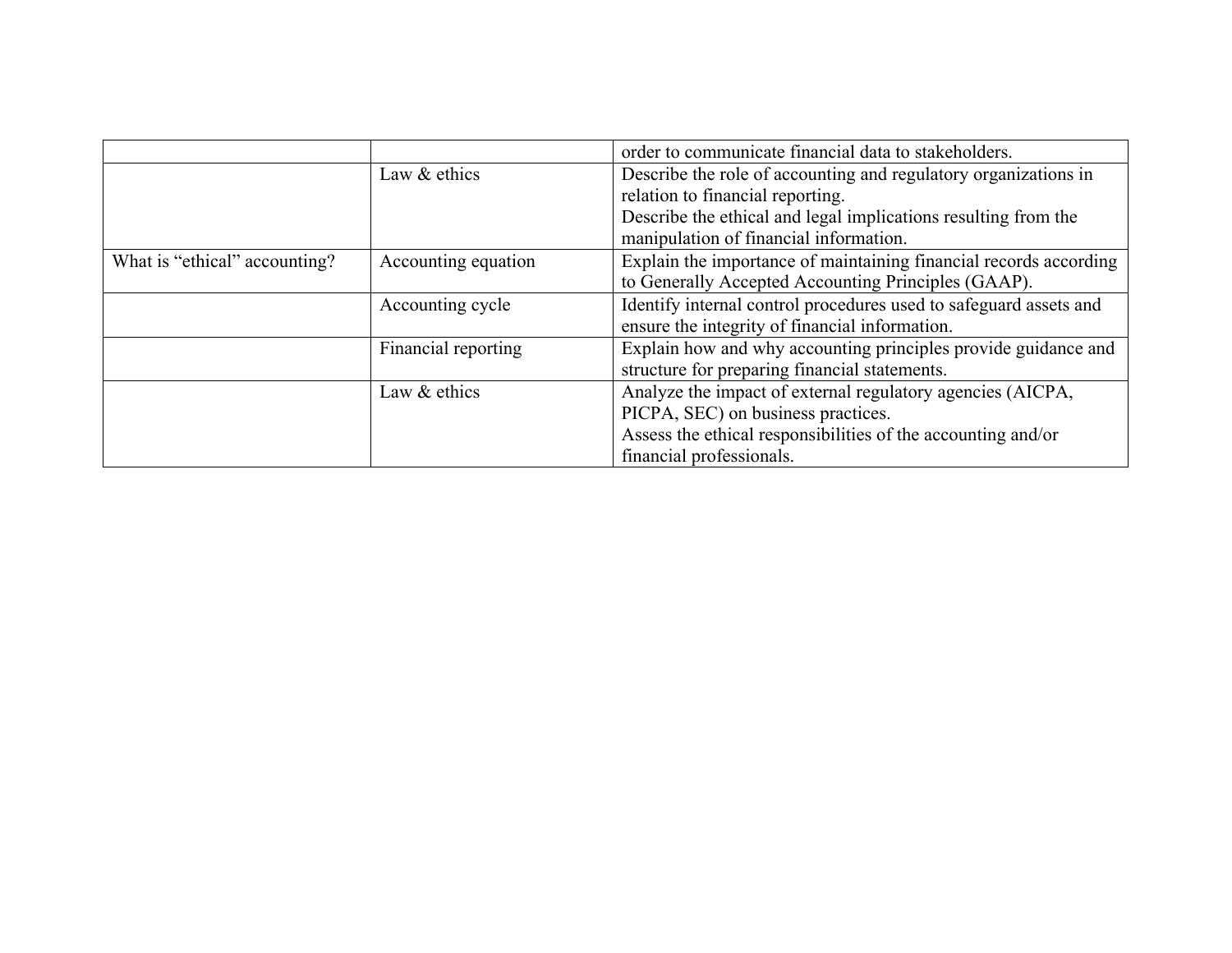| | | |
|---|---|---|
| | | order to communicate financial data to stakeholders. |
| | Law & ethics | Describe the role of accounting and regulatory organizations in relation to financial reporting.<br>Describe the ethical and legal implications resulting from the manipulation of financial information. |
| What is “ethical” accounting? | Accounting equation | Explain the importance of maintaining financial records according to Generally Accepted Accounting Principles (GAAP). |
| | Accounting cycle | Identify internal control procedures used to safeguard assets and ensure the integrity of financial information. |
| | Financial reporting | Explain how and why accounting principles provide guidance and structure for preparing financial statements. |
| | Law & ethics | Analyze the impact of external regulatory agencies (AICPA, PICPA, SEC) on business practices.<br>Assess the ethical responsibilities of the accounting and/or financial professionals. |